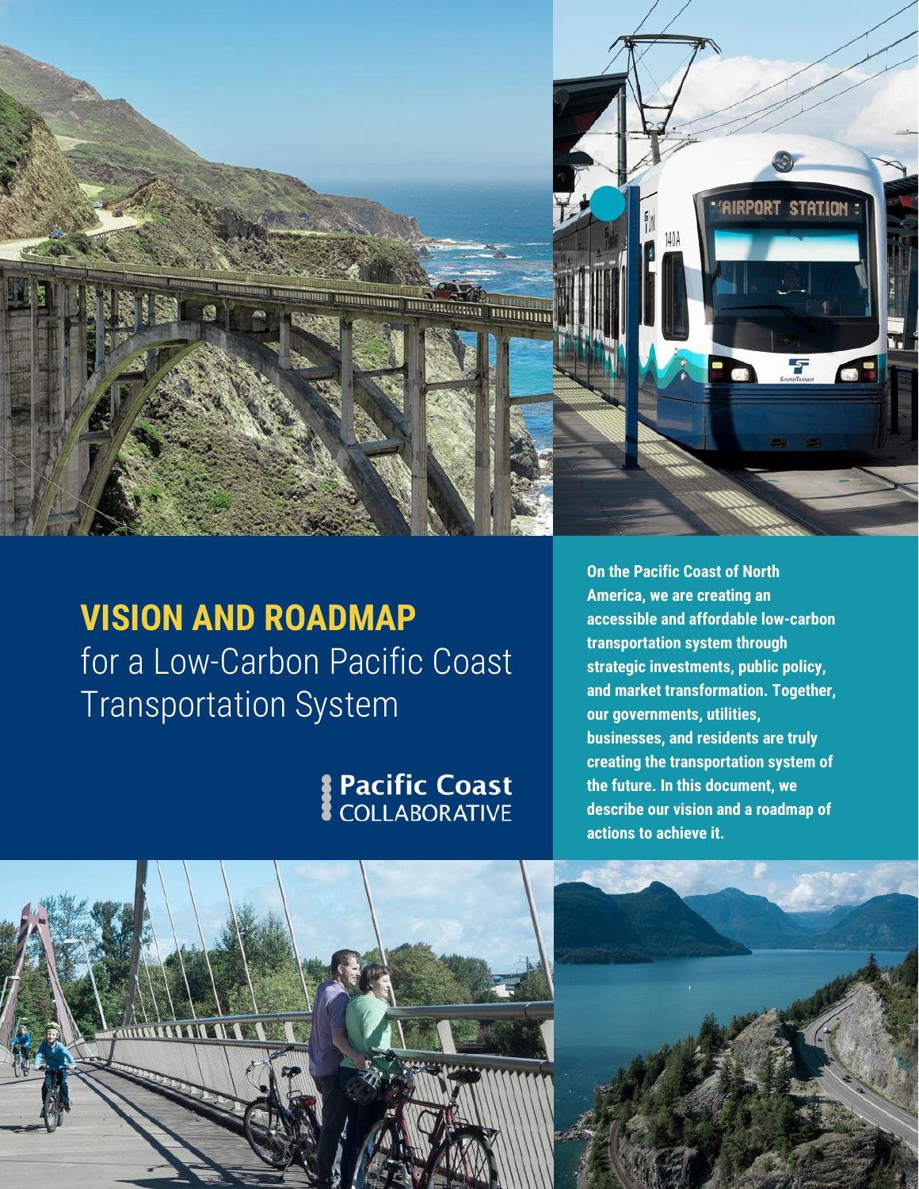# VISION AND ROADMAP
for a Low-Carbon Pacific Coast Transportation System

Pacific Coast COLLABORATIVE

**On the Pacific Coast of North America, we are creating an accessible and affordable low-carbon transportation system through strategic investments, public policy, and market transformation. Together, our governments, utilities, businesses, and residents are truly creating the transportation system of the future. In this document, we describe our vision and a roadmap of actions to achieve it.**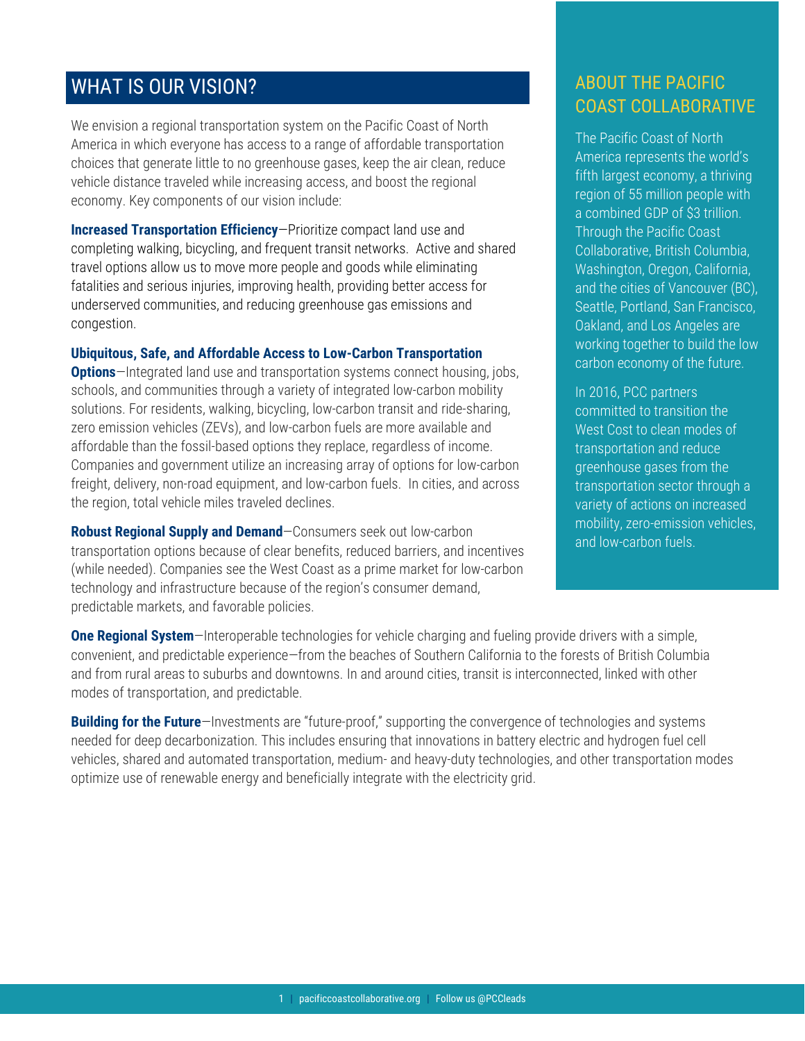## WHAT IS OUR VISION?

We envision a regional transportation system on the Pacific Coast of North America in which everyone has access to a range of affordable transportation choices that generate little to no greenhouse gases, keep the air clean, reduce vehicle distance traveled while increasing access, and boost the regional economy. Key components of our vision include:

**Increased Transportation Efficiency**—Prioritize compact land use and completing walking, bicycling, and frequent transit networks. Active and shared travel options allow us to move more people and goods while eliminating fatalities and serious injuries, improving health, providing better access for underserved communities, and reducing greenhouse gas emissions and congestion.

**Ubiquitous, Safe, and Affordable Access to Low-Carbon Transportation Options**—Integrated land use and transportation systems connect housing, jobs, schools, and communities through a variety of integrated low-carbon mobility solutions. For residents, walking, bicycling, low-carbon transit and ride-sharing, zero emission vehicles (ZEVs), and low-carbon fuels are more available and affordable than the fossil-based options they replace, regardless of income. Companies and government utilize an increasing array of options for low-carbon freight, delivery, non-road equipment, and low-carbon fuels. In cities, and across the region, total vehicle miles traveled declines.

**Robust Regional Supply and Demand**—Consumers seek out low-carbon transportation options because of clear benefits, reduced barriers, and incentives (while needed). Companies see the West Coast as a prime market for low-carbon technology and infrastructure because of the region's consumer demand, predictable markets, and favorable policies.

**One Regional System**—Interoperable technologies for vehicle charging and fueling provide drivers with a simple, convenient, and predictable experience—from the beaches of Southern California to the forests of British Columbia and from rural areas to suburbs and downtowns. In and around cities, transit is interconnected, linked with other modes of transportation, and predictable.

**Building for the Future**—Investments are "future-proof," supporting the convergence of technologies and systems needed for deep decarbonization. This includes ensuring that innovations in battery electric and hydrogen fuel cell vehicles, shared and automated transportation, medium- and heavy-duty technologies, and other transportation modes optimize use of renewable energy and beneficially integrate with the electricity grid.

## ABOUT THE PACIFIC COAST COLLABORATIVE

The Pacific Coast of North America represents the world's fifth largest economy, a thriving region of 55 million people with a combined GDP of $3 trillion. Through the Pacific Coast Collaborative, British Columbia, Washington, Oregon, California, and the cities of Vancouver (BC), Seattle, Portland, San Francisco, Oakland, and Los Angeles are working together to build the low carbon economy of the future.

In 2016, PCC partners committed to transition the West Cost to clean modes of transportation and reduce greenhouse gases from the transportation sector through a variety of actions on increased mobility, zero-emission vehicles, and low-carbon fuels.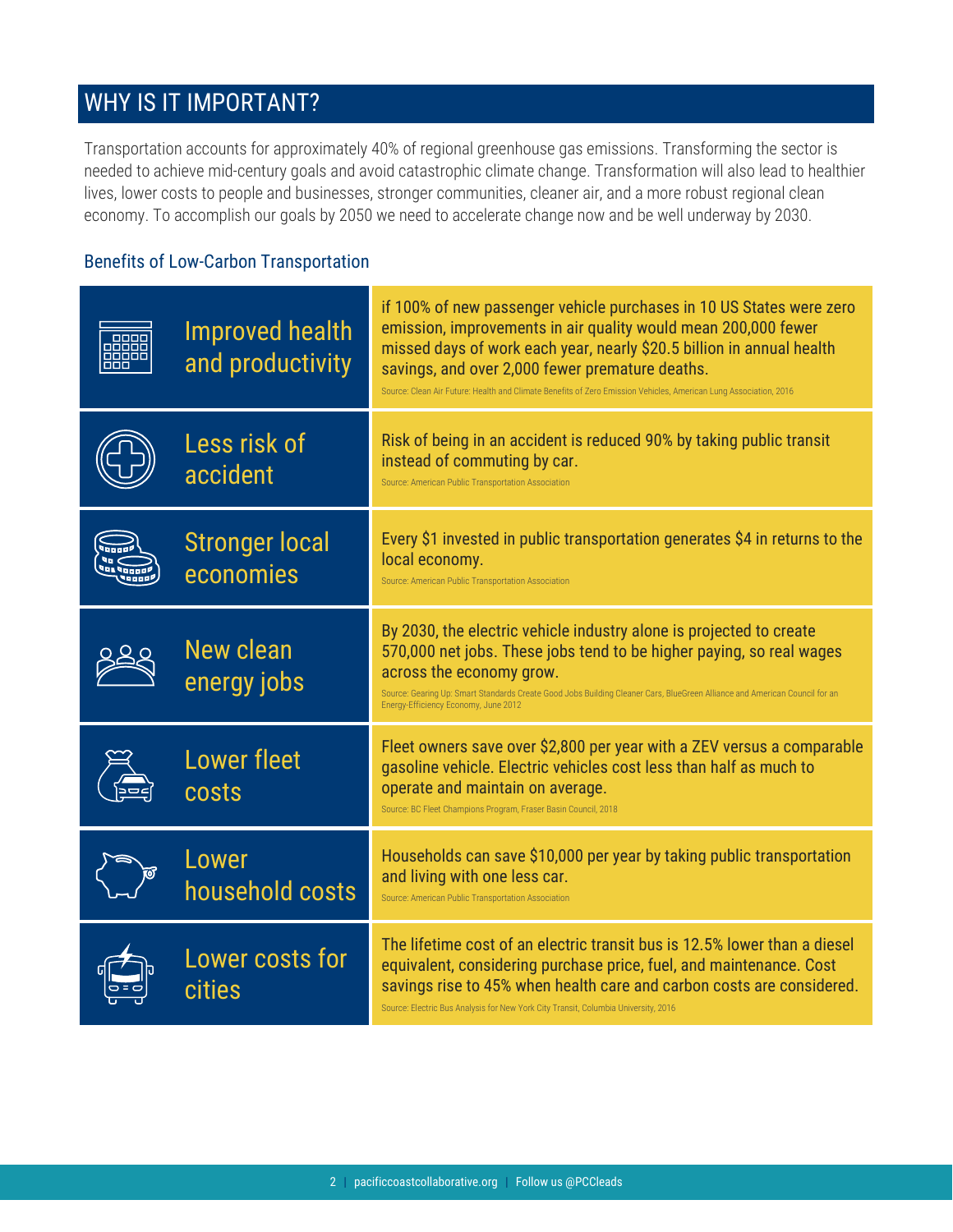## WHY IS IT IMPORTANT?

Transportation accounts for approximately 40% of regional greenhouse gas emissions. Transforming the sector is needed to achieve mid-century goals and avoid catastrophic climate change. Transformation will also lead to healthier lives, lower costs to people and businesses, stronger communities, cleaner air, and a more robust regional clean economy. To accomplish our goals by 2050 we need to accelerate change now and be well underway by 2030.

### Benefits of Low-Carbon Transportation

| Benefit | Details |
|---|---|
| Improved health and productivity | if 100% of new passenger vehicle purchases in 10 US States were zero emission, improvements in air quality would mean 200,000 fewer missed days of work each year, nearly $20.5 billion in annual health savings, and over 2,000 fewer premature deaths.<br>Source: Clean Air Future: Health and Climate Benefits of Zero Emission Vehicles, American Lung Association, 2016 |
| Less risk of accident | Risk of being in an accident is reduced 90% by taking public transit instead of commuting by car.<br>Source: American Public Transportation Association |
| Stronger local economies | Every $1 invested in public transportation generates $4 in returns to the local economy.<br>Source: American Public Transportation Association |
| New clean energy jobs | By 2030, the electric vehicle industry alone is projected to create 570,000 net jobs. These jobs tend to be higher paying, so real wages across the economy grow.<br>Source: Gearing Up: Smart Standards Create Good Jobs Building Cleaner Cars, BlueGreen Alliance and American Council for an Energy-Efficiency Economy, June 2012 |
| Lower fleet costs | Fleet owners save over $2,800 per year with a ZEV versus a comparable gasoline vehicle. Electric vehicles cost less than half as much to operate and maintain on average.<br>Source: BC Fleet Champions Program, Fraser Basin Council, 2018 |
| Lower household costs | Households can save $10,000 per year by taking public transportation and living with one less car.<br>Source: American Public Transportation Association |
| Lower costs for cities | The lifetime cost of an electric transit bus is 12.5% lower than a diesel equivalent, considering purchase price, fuel, and maintenance. Cost savings rise to 45% when health care and carbon costs are considered.<br>Source: Electric Bus Analysis for New York City Transit, Columbia University, 2016 |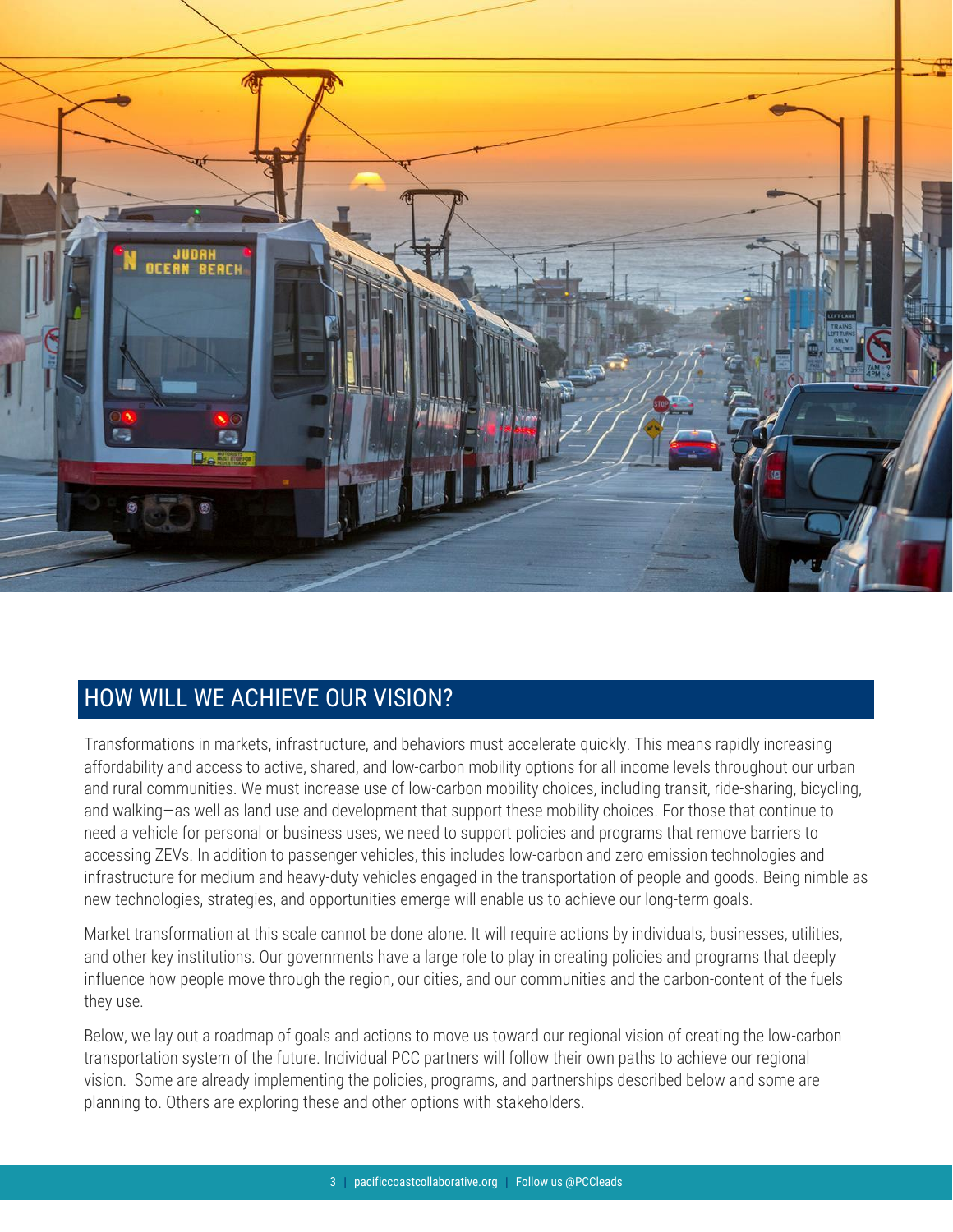## HOW WILL WE ACHIEVE OUR VISION?

Transformations in markets, infrastructure, and behaviors must accelerate quickly. This means rapidly increasing affordability and access to active, shared, and low-carbon mobility options for all income levels throughout our urban and rural communities. We must increase use of low-carbon mobility choices, including transit, ride-sharing, bicycling, and walking—as well as land use and development that support these mobility choices. For those that continue to need a vehicle for personal or business uses, we need to support policies and programs that remove barriers to accessing ZEVs. In addition to passenger vehicles, this includes low-carbon and zero emission technologies and infrastructure for medium and heavy-duty vehicles engaged in the transportation of people and goods. Being nimble as new technologies, strategies, and opportunities emerge will enable us to achieve our long-term goals.

Market transformation at this scale cannot be done alone. It will require actions by individuals, businesses, utilities, and other key institutions. Our governments have a large role to play in creating policies and programs that deeply influence how people move through the region, our cities, and our communities and the carbon-content of the fuels they use.

Below, we lay out a roadmap of goals and actions to move us toward our regional vision of creating the low-carbon transportation system of the future. Individual PCC partners will follow their own paths to achieve our regional vision. Some are already implementing the policies, programs, and partnerships described below and some are planning to. Others are exploring these and other options with stakeholders.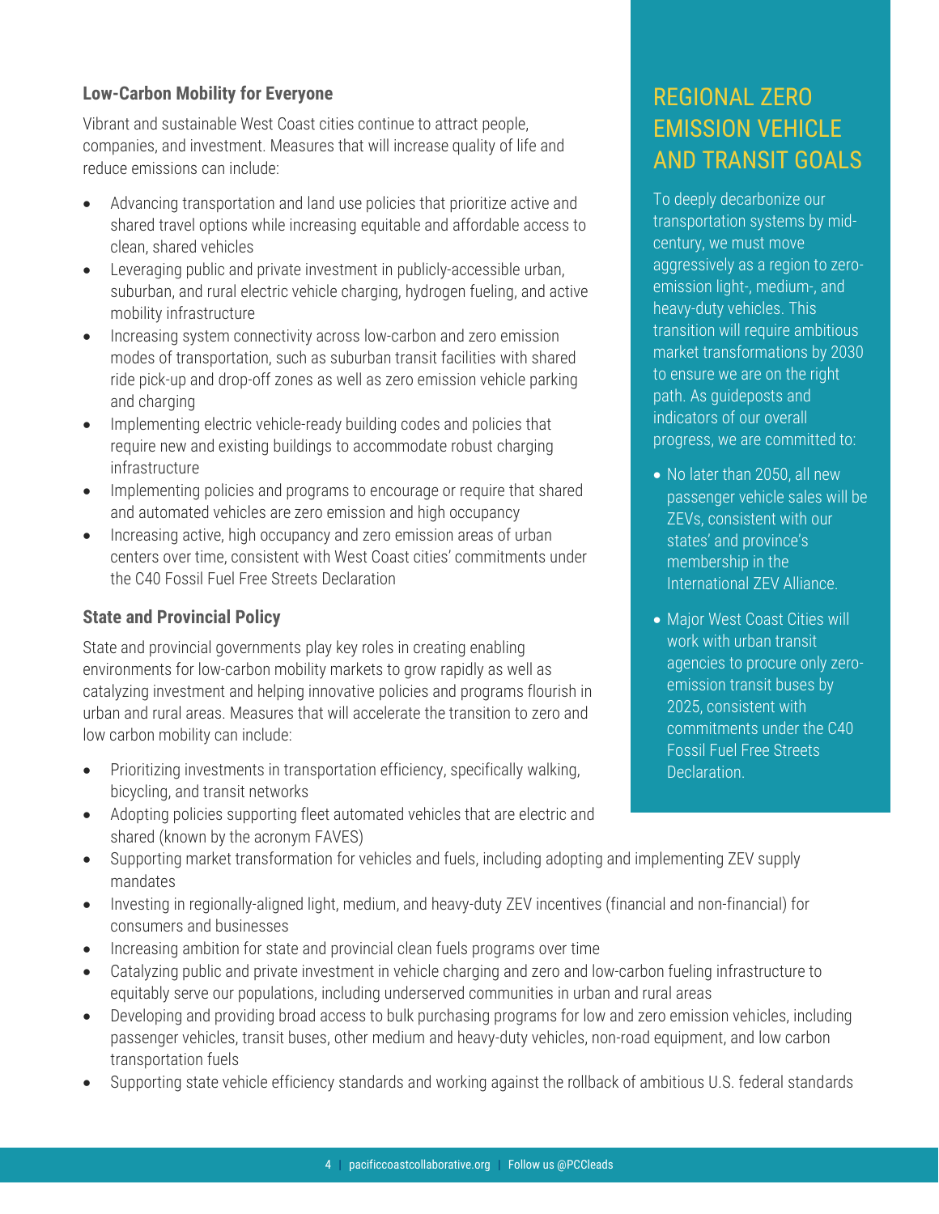### Low-Carbon Mobility for Everyone

Vibrant and sustainable West Coast cities continue to attract people, companies, and investment. Measures that will increase quality of life and reduce emissions can include:

- Advancing transportation and land use policies that prioritize active and shared travel options while increasing equitable and affordable access to clean, shared vehicles
- Leveraging public and private investment in publicly-accessible urban, suburban, and rural electric vehicle charging, hydrogen fueling, and active mobility infrastructure
- Increasing system connectivity across low-carbon and zero emission modes of transportation, such as suburban transit facilities with shared ride pick-up and drop-off zones as well as zero emission vehicle parking and charging
- Implementing electric vehicle-ready building codes and policies that require new and existing buildings to accommodate robust charging infrastructure
- Implementing policies and programs to encourage or require that shared and automated vehicles are zero emission and high occupancy
- Increasing active, high occupancy and zero emission areas of urban centers over time, consistent with West Coast cities' commitments under the C40 Fossil Fuel Free Streets Declaration

### State and Provincial Policy

State and provincial governments play key roles in creating enabling environments for low-carbon mobility markets to grow rapidly as well as catalyzing investment and helping innovative policies and programs flourish in urban and rural areas. Measures that will accelerate the transition to zero and low carbon mobility can include:

- Prioritizing investments in transportation efficiency, specifically walking, bicycling, and transit networks
- Adopting policies supporting fleet automated vehicles that are electric and shared (known by the acronym FAVES)
- Supporting market transformation for vehicles and fuels, including adopting and implementing ZEV supply mandates
- Investing in regionally-aligned light, medium, and heavy-duty ZEV incentives (financial and non-financial) for consumers and businesses
- Increasing ambition for state and provincial clean fuels programs over time
- Catalyzing public and private investment in vehicle charging and zero and low-carbon fueling infrastructure to equitably serve our populations, including underserved communities in urban and rural areas
- Developing and providing broad access to bulk purchasing programs for low and zero emission vehicles, including passenger vehicles, transit buses, other medium and heavy-duty vehicles, non-road equipment, and low carbon transportation fuels
- Supporting state vehicle efficiency standards and working against the rollback of ambitious U.S. federal standards

## REGIONAL ZERO EMISSION VEHICLE AND TRANSIT GOALS

To deeply decarbonize our transportation systems by mid-century, we must move aggressively as a region to zero-emission light-, medium-, and heavy-duty vehicles. This transition will require ambitious market transformations by 2030 to ensure we are on the right path. As guideposts and indicators of our overall progress, we are committed to:

- No later than 2050, all new passenger vehicle sales will be ZEVs, consistent with our states' and province's membership in the International ZEV Alliance.
- Major West Coast Cities will work with urban transit agencies to procure only zero-emission transit buses by 2025, consistent with commitments under the C40 Fossil Fuel Free Streets Declaration.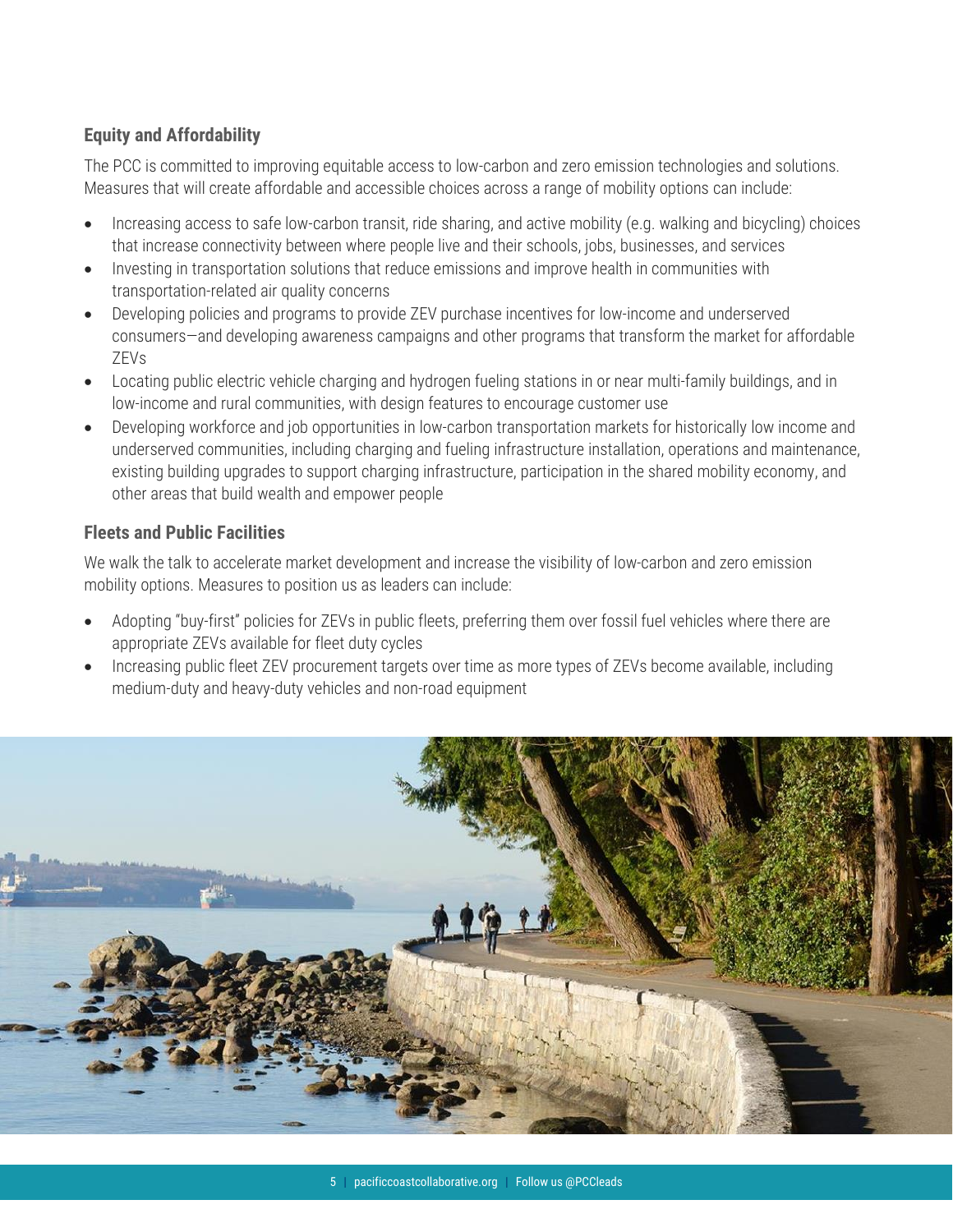### Equity and Affordability

The PCC is committed to improving equitable access to low-carbon and zero emission technologies and solutions. Measures that will create affordable and accessible choices across a range of mobility options can include:

- Increasing access to safe low-carbon transit, ride sharing, and active mobility (e.g. walking and bicycling) choices that increase connectivity between where people live and their schools, jobs, businesses, and services
- Investing in transportation solutions that reduce emissions and improve health in communities with transportation-related air quality concerns
- Developing policies and programs to provide ZEV purchase incentives for low-income and underserved consumers—and developing awareness campaigns and other programs that transform the market for affordable ZEVs
- Locating public electric vehicle charging and hydrogen fueling stations in or near multi-family buildings, and in low-income and rural communities, with design features to encourage customer use
- Developing workforce and job opportunities in low-carbon transportation markets for historically low income and underserved communities, including charging and fueling infrastructure installation, operations and maintenance, existing building upgrades to support charging infrastructure, participation in the shared mobility economy, and other areas that build wealth and empower people

### Fleets and Public Facilities

We walk the talk to accelerate market development and increase the visibility of low-carbon and zero emission mobility options. Measures to position us as leaders can include:

- Adopting "buy-first" policies for ZEVs in public fleets, preferring them over fossil fuel vehicles where there are appropriate ZEVs available for fleet duty cycles
- Increasing public fleet ZEV procurement targets over time as more types of ZEVs become available, including medium-duty and heavy-duty vehicles and non-road equipment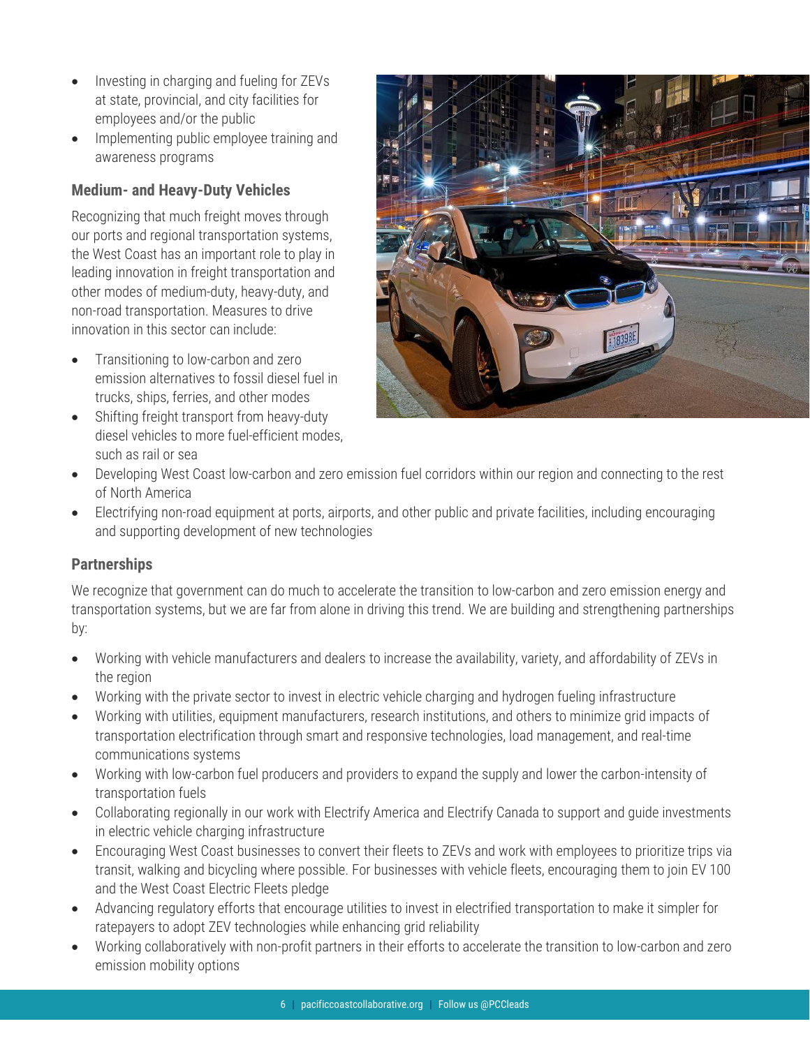- Investing in charging and fueling for ZEVs at state, provincial, and city facilities for employees and/or the public
- Implementing public employee training and awareness programs

### Medium- and Heavy-Duty Vehicles

Recognizing that much freight moves through our ports and regional transportation systems, the West Coast has an important role to play in leading innovation in freight transportation and other modes of medium-duty, heavy-duty, and non-road transportation. Measures to drive innovation in this sector can include:

- Transitioning to low-carbon and zero emission alternatives to fossil diesel fuel in trucks, ships, ferries, and other modes
- Shifting freight transport from heavy-duty diesel vehicles to more fuel-efficient modes, such as rail or sea
- Developing West Coast low-carbon and zero emission fuel corridors within our region and connecting to the rest of North America
- Electrifying non-road equipment at ports, airports, and other public and private facilities, including encouraging and supporting development of new technologies

### Partnerships

We recognize that government can do much to accelerate the transition to low-carbon and zero emission energy and transportation systems, but we are far from alone in driving this trend. We are building and strengthening partnerships by:

- Working with vehicle manufacturers and dealers to increase the availability, variety, and affordability of ZEVs in the region
- Working with the private sector to invest in electric vehicle charging and hydrogen fueling infrastructure
- Working with utilities, equipment manufacturers, research institutions, and others to minimize grid impacts of transportation electrification through smart and responsive technologies, load management, and real-time communications systems
- Working with low-carbon fuel producers and providers to expand the supply and lower the carbon-intensity of transportation fuels
- Collaborating regionally in our work with Electrify America and Electrify Canada to support and guide investments in electric vehicle charging infrastructure
- Encouraging West Coast businesses to convert their fleets to ZEVs and work with employees to prioritize trips via transit, walking and bicycling where possible. For businesses with vehicle fleets, encouraging them to join EV 100 and the West Coast Electric Fleets pledge
- Advancing regulatory efforts that encourage utilities to invest in electrified transportation to make it simpler for ratepayers to adopt ZEV technologies while enhancing grid reliability
- Working collaboratively with non-profit partners in their efforts to accelerate the transition to low-carbon and zero emission mobility options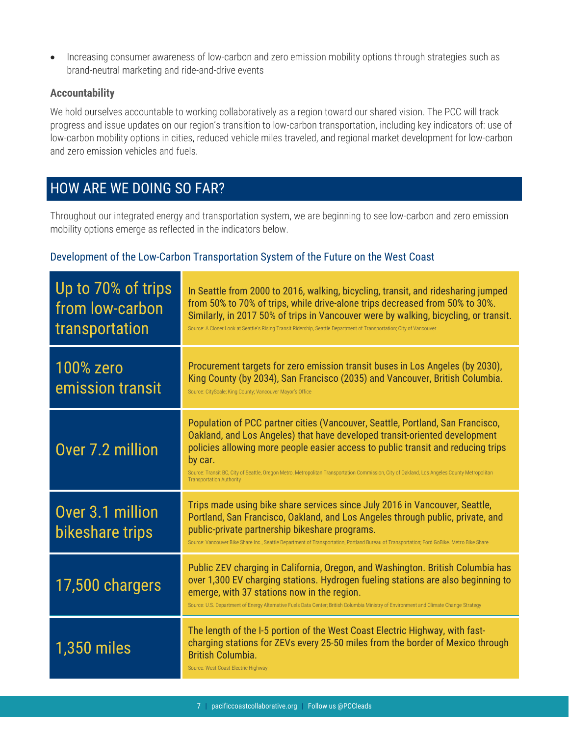- Increasing consumer awareness of low-carbon and zero emission mobility options through strategies such as brand-neutral marketing and ride-and-drive events

**Accountability**

We hold ourselves accountable to working collaboratively as a region toward our shared vision. The PCC will track progress and issue updates on our region's transition to low-carbon transportation, including key indicators of: use of low-carbon mobility options in cities, reduced vehicle miles traveled, and regional market development for low-carbon and zero emission vehicles and fuels.

## HOW ARE WE DOING SO FAR?

Throughout our integrated energy and transportation system, we are beginning to see low-carbon and zero emission mobility options emerge as reflected in the indicators below.

### Development of the Low-Carbon Transportation System of the Future on the West Coast

| Indicator | Description |
| --- | --- |
| Up to 70% of trips from low-carbon transportation | In Seattle from 2000 to 2016, walking, bicycling, transit, and ridesharing jumped from 50% to 70% of trips, while drive-alone trips decreased from 50% to 30%. Similarly, in 2017 50% of trips in Vancouver were by walking, bicycling, or transit. Source: A Closer Look at Seattle's Rising Transit Ridership, Seattle Department of Transportation; City of Vancouver |
| 100% zero emission transit | Procurement targets for zero emission transit buses in Los Angeles (by 2030), King County (by 2034), San Francisco (2035) and Vancouver, British Columbia. Source: CityScale; King County; Vancouver Mayor's Office |
| Over 7.2 million | Population of PCC partner cities (Vancouver, Seattle, Portland, San Francisco, Oakland, and Los Angeles) that have developed transit-oriented development policies allowing more people easier access to public transit and reducing trips by car. Source: Transit BC, City of Seattle, Oregon Metro, Metropolitan Transportation Commission, City of Oakland, Los Angeles County Metropolitan Transportation Authority |
| Over 3.1 million bikeshare trips | Trips made using bike share services since July 2016 in Vancouver, Seattle, Portland, San Francisco, Oakland, and Los Angeles through public, private, and public-private partnership bikeshare programs. Source: Vancouver Bike Share Inc., Seattle Department of Transportation, Portland Bureau of Transportation; Ford GoBike. Metro Bike Share |
| 17,500 chargers | Public ZEV charging in California, Oregon, and Washington. British Columbia has over 1,300 EV charging stations. Hydrogen fueling stations are also beginning to emerge, with 37 stations now in the region. Source: U.S. Department of Energy Alternative Fuels Data Center; British Columbia Ministry of Environment and Climate Change Strategy |
| 1,350 miles | The length of the I-5 portion of the West Coast Electric Highway, with fast-charging stations for ZEVs every 25-50 miles from the border of Mexico through British Columbia. Source: West Coast Electric Highway |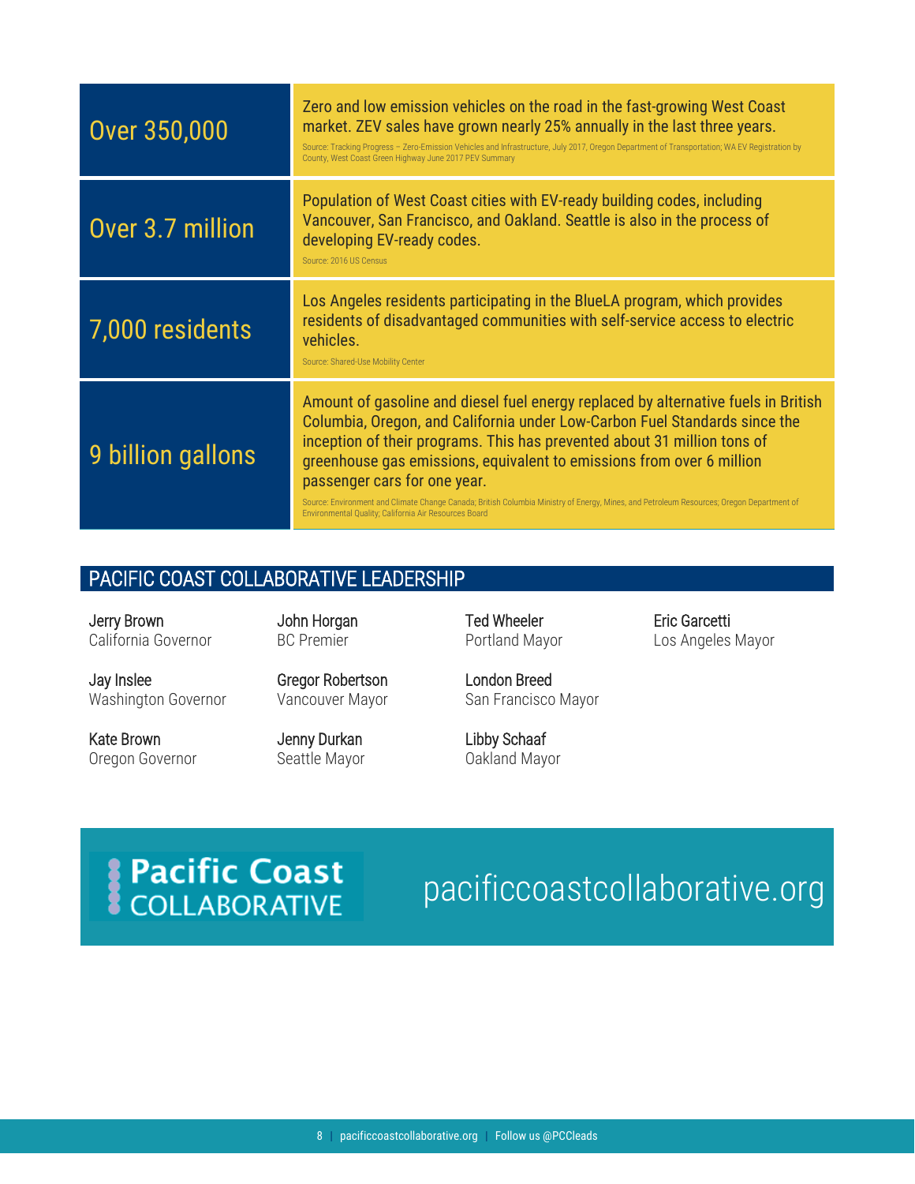| | |
|---|---|
| Over 350,000 | Zero and low emission vehicles on the road in the fast-growing West Coast market. ZEV sales have grown nearly 25% annually in the last three years. Source: Tracking Progress – Zero-Emission Vehicles and Infrastructure, July 2017, Oregon Department of Transportation; WA EV Registration by County, West Coast Green Highway June 2017 PEV Summary |
| Over 3.7 million | Population of West Coast cities with EV-ready building codes, including Vancouver, San Francisco, and Oakland. Seattle is also in the process of developing EV-ready codes. Source: 2016 US Census |
| 7,000 residents | Los Angeles residents participating in the BlueLA program, which provides residents of disadvantaged communities with self-service access to electric vehicles. Source: Shared-Use Mobility Center |
| 9 billion gallons | Amount of gasoline and diesel fuel energy replaced by alternative fuels in British Columbia, Oregon, and California under Low-Carbon Fuel Standards since the inception of their programs. This has prevented about 31 million tons of greenhouse gas emissions, equivalent to emissions from over 6 million passenger cars for one year. Source: Environment and Climate Change Canada; British Columbia Ministry of Energy, Mines, and Petroleum Resources; Oregon Department of Environmental Quality; California Air Resources Board |

## PACIFIC COAST COLLABORATIVE LEADERSHIP

**Jerry Brown**
California Governor

**Jay Inslee**
Washington Governor

**Kate Brown**
Oregon Governor

**John Horgan**
BC Premier

**Gregor Robertson**
Vancouver Mayor

**Jenny Durkan**
Seattle Mayor

**Ted Wheeler**
Portland Mayor

**London Breed**
San Francisco Mayor

**Libby Schaaf**
Oakland Mayor

**Eric Garcetti**
Los Angeles Mayor

**Pacific Coast COLLABORATIVE**

pacificcoastcollaborative.org

pacificcoastcollaborative.org | Follow us @PCCleads